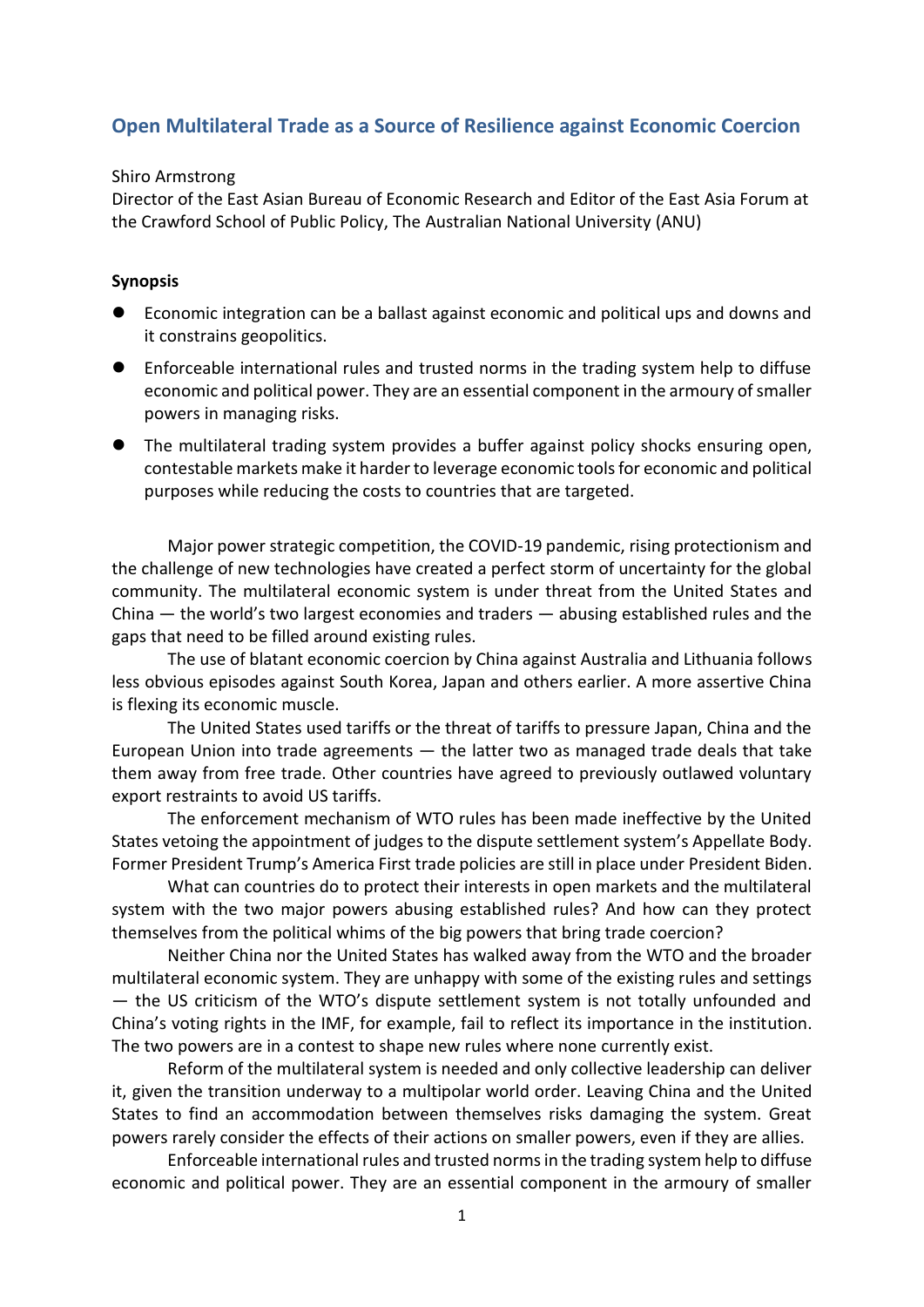# Open Multilateral Trade as a Source of Resilience against Economic Coercion

Shiro Armstrong
Director of the East Asian Bureau of Economic Research and Editor of the East Asia Forum at the Crawford School of Public Policy, The Australian National University (ANU)

**Synopsis**

- Economic integration can be a ballast against economic and political ups and downs and it constrains geopolitics.
- Enforceable international rules and trusted norms in the trading system help to diffuse economic and political power. They are an essential component in the armoury of smaller powers in managing risks.
- The multilateral trading system provides a buffer against policy shocks ensuring open, contestable markets make it harder to leverage economic tools for economic and political purposes while reducing the costs to countries that are targeted.

Major power strategic competition, the COVID-19 pandemic, rising protectionism and the challenge of new technologies have created a perfect storm of uncertainty for the global community. The multilateral economic system is under threat from the United States and China — the world's two largest economies and traders — abusing established rules and the gaps that need to be filled around existing rules.

The use of blatant economic coercion by China against Australia and Lithuania follows less obvious episodes against South Korea, Japan and others earlier. A more assertive China is flexing its economic muscle.

The United States used tariffs or the threat of tariffs to pressure Japan, China and the European Union into trade agreements — the latter two as managed trade deals that take them away from free trade. Other countries have agreed to previously outlawed voluntary export restraints to avoid US tariffs.

The enforcement mechanism of WTO rules has been made ineffective by the United States vetoing the appointment of judges to the dispute settlement system's Appellate Body. Former President Trump's America First trade policies are still in place under President Biden.

What can countries do to protect their interests in open markets and the multilateral system with the two major powers abusing established rules? And how can they protect themselves from the political whims of the big powers that bring trade coercion?

Neither China nor the United States has walked away from the WTO and the broader multilateral economic system. They are unhappy with some of the existing rules and settings — the US criticism of the WTO's dispute settlement system is not totally unfounded and China's voting rights in the IMF, for example, fail to reflect its importance in the institution. The two powers are in a contest to shape new rules where none currently exist.

Reform of the multilateral system is needed and only collective leadership can deliver it, given the transition underway to a multipolar world order. Leaving China and the United States to find an accommodation between themselves risks damaging the system. Great powers rarely consider the effects of their actions on smaller powers, even if they are allies.

Enforceable international rules and trusted norms in the trading system help to diffuse economic and political power. They are an essential component in the armoury of smaller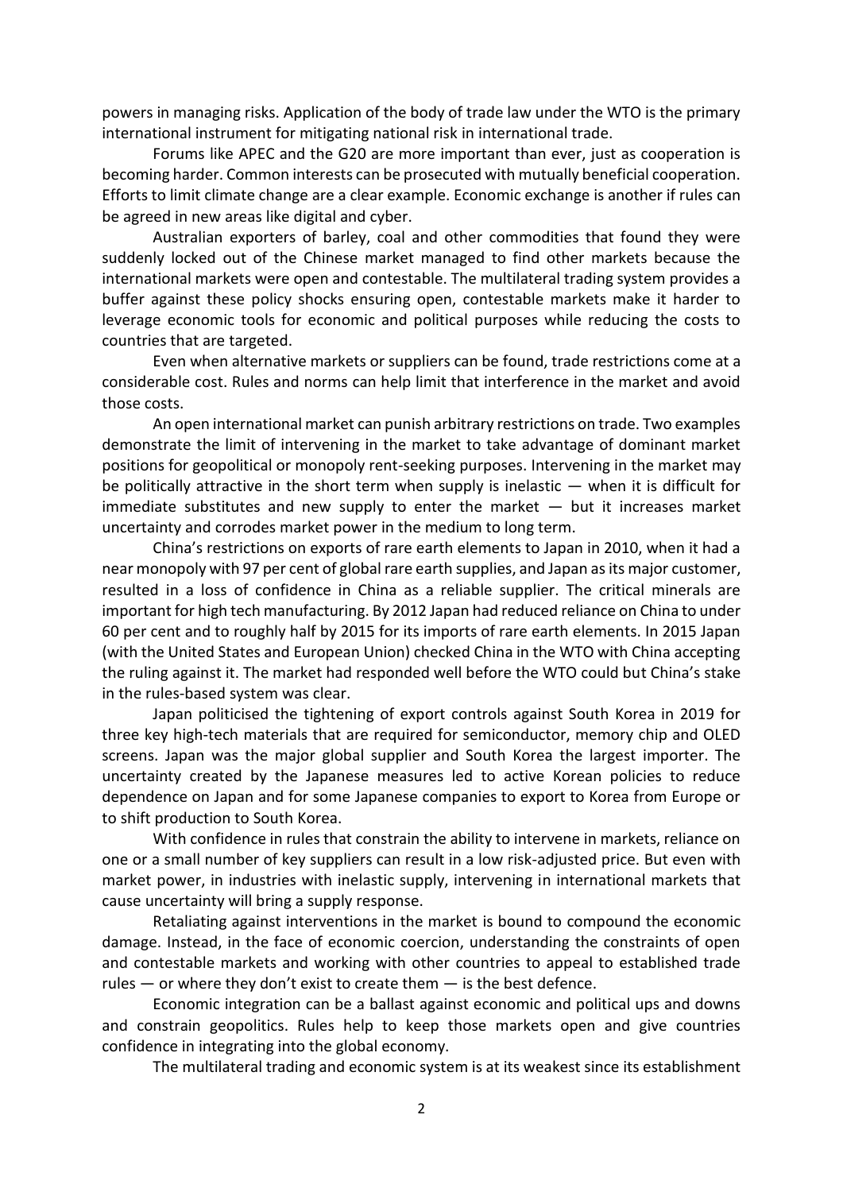powers in managing risks. Application of the body of trade law under the WTO is the primary international instrument for mitigating national risk in international trade.

Forums like APEC and the G20 are more important than ever, just as cooperation is becoming harder. Common interests can be prosecuted with mutually beneficial cooperation. Efforts to limit climate change are a clear example. Economic exchange is another if rules can be agreed in new areas like digital and cyber.

Australian exporters of barley, coal and other commodities that found they were suddenly locked out of the Chinese market managed to find other markets because the international markets were open and contestable. The multilateral trading system provides a buffer against these policy shocks ensuring open, contestable markets make it harder to leverage economic tools for economic and political purposes while reducing the costs to countries that are targeted.

Even when alternative markets or suppliers can be found, trade restrictions come at a considerable cost. Rules and norms can help limit that interference in the market and avoid those costs.

An open international market can punish arbitrary restrictions on trade. Two examples demonstrate the limit of intervening in the market to take advantage of dominant market positions for geopolitical or monopoly rent-seeking purposes. Intervening in the market may be politically attractive in the short term when supply is inelastic — when it is difficult for immediate substitutes and new supply to enter the market — but it increases market uncertainty and corrodes market power in the medium to long term.

China's restrictions on exports of rare earth elements to Japan in 2010, when it had a near monopoly with 97 per cent of global rare earth supplies, and Japan as its major customer, resulted in a loss of confidence in China as a reliable supplier. The critical minerals are important for high tech manufacturing. By 2012 Japan had reduced reliance on China to under 60 per cent and to roughly half by 2015 for its imports of rare earth elements. In 2015 Japan (with the United States and European Union) checked China in the WTO with China accepting the ruling against it. The market had responded well before the WTO could but China's stake in the rules-based system was clear.

Japan politicised the tightening of export controls against South Korea in 2019 for three key high-tech materials that are required for semiconductor, memory chip and OLED screens. Japan was the major global supplier and South Korea the largest importer. The uncertainty created by the Japanese measures led to active Korean policies to reduce dependence on Japan and for some Japanese companies to export to Korea from Europe or to shift production to South Korea.

With confidence in rules that constrain the ability to intervene in markets, reliance on one or a small number of key suppliers can result in a low risk-adjusted price. But even with market power, in industries with inelastic supply, intervening in international markets that cause uncertainty will bring a supply response.

Retaliating against interventions in the market is bound to compound the economic damage. Instead, in the face of economic coercion, understanding the constraints of open and contestable markets and working with other countries to appeal to established trade rules — or where they don't exist to create them — is the best defence.

Economic integration can be a ballast against economic and political ups and downs and constrain geopolitics. Rules help to keep those markets open and give countries confidence in integrating into the global economy.

The multilateral trading and economic system is at its weakest since its establishment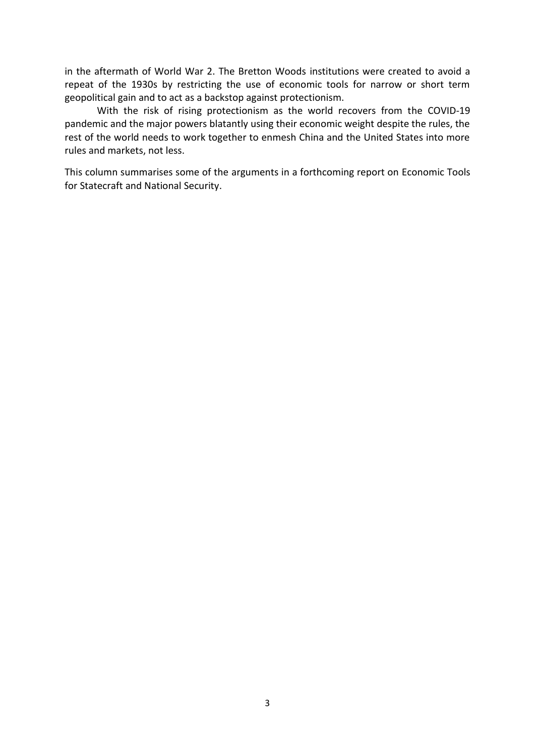in the aftermath of World War 2. The Bretton Woods institutions were created to avoid a repeat of the 1930s by restricting the use of economic tools for narrow or short term geopolitical gain and to act as a backstop against protectionism.

With the risk of rising protectionism as the world recovers from the COVID-19 pandemic and the major powers blatantly using their economic weight despite the rules, the rest of the world needs to work together to enmesh China and the United States into more rules and markets, not less.

This column summarises some of the arguments in a forthcoming report on Economic Tools for Statecraft and National Security.